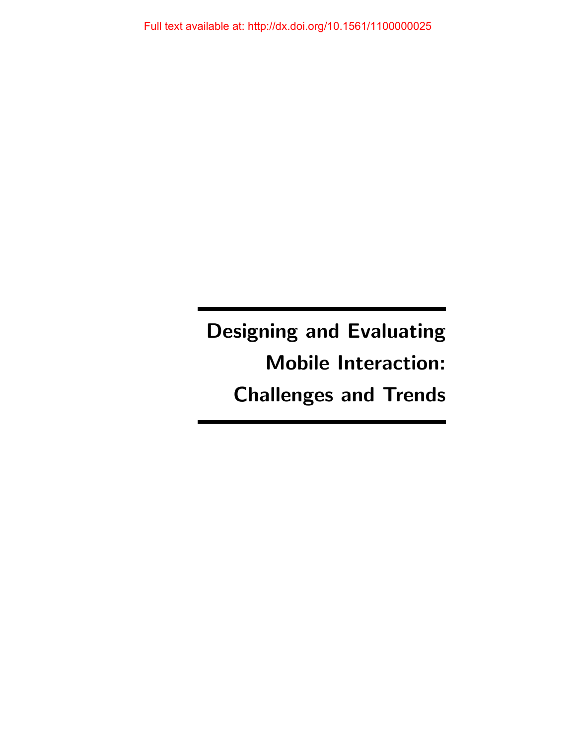# Designing and Evaluating Mobile Interaction: Challenges and Trends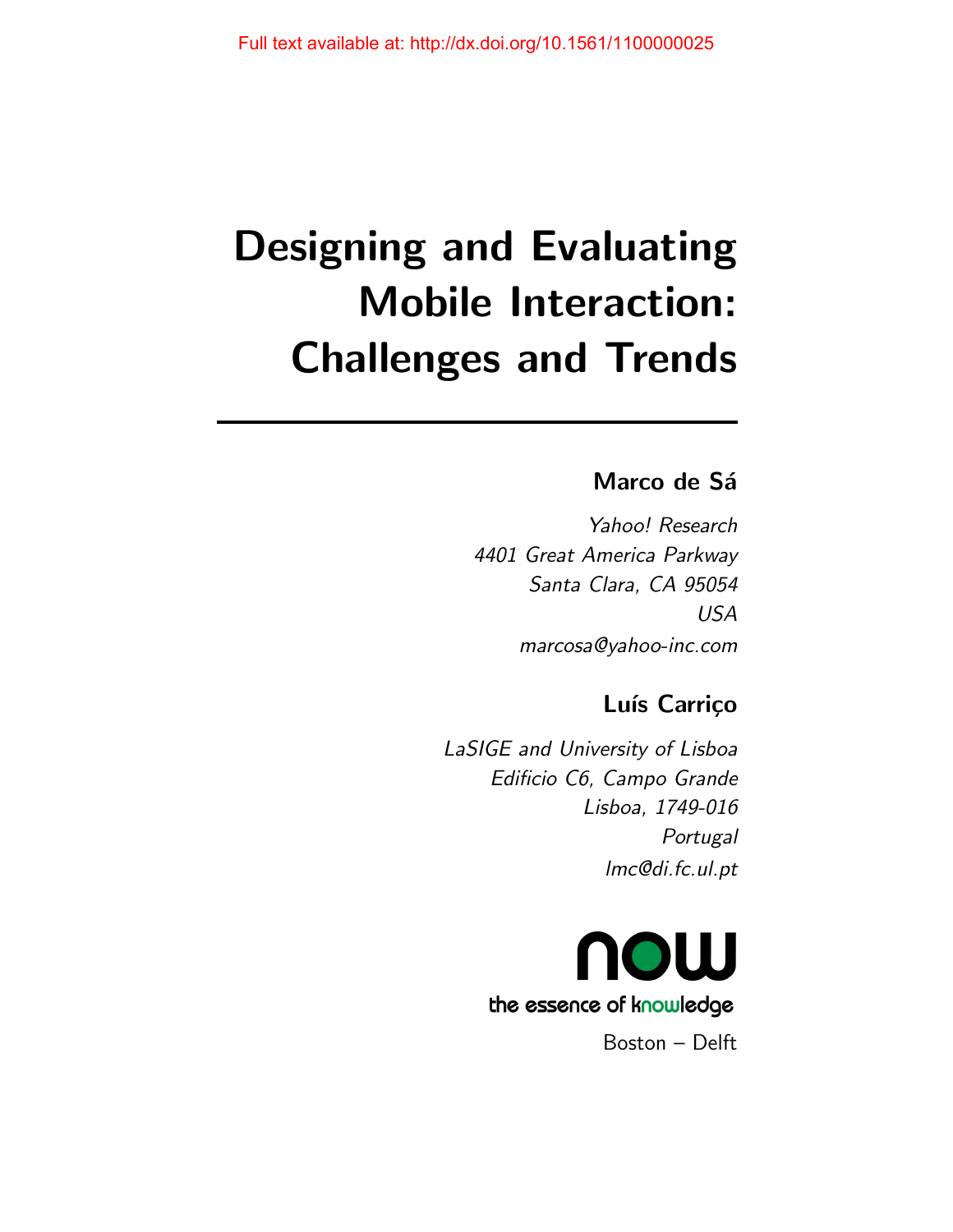# Designing and Evaluating Mobile Interaction: Challenges and Trends

**Marco de Sá**

*Yahoo! Research*
*4401 Great America Parkway*
*Santa Clara, CA 95054*
*USA*
*marcosa@yahoo-inc.com*

**Luís Carriço**

*LaSIGE and University of Lisboa*
*Edificio C6, Campo Grande*
*Lisboa, 1749-016*
*Portugal*
*lmc@di.fc.ul.pt*

now
the essence of knowledge

Boston – Delft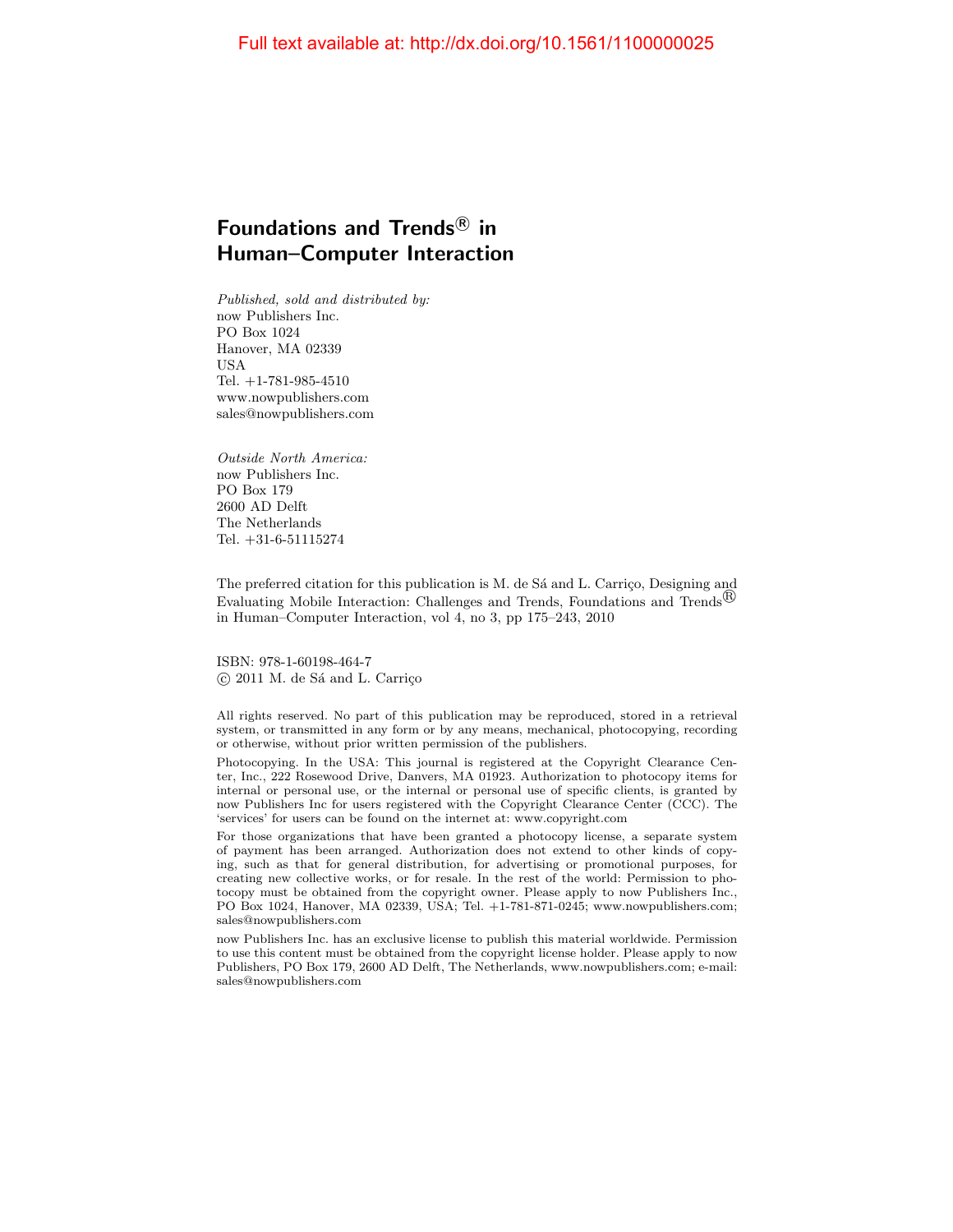Full text available at: http://dx.doi.org/10.1561/1100000025

# Foundations and Trends® in Human–Computer Interaction

*Published, sold and distributed by:*
now Publishers Inc.
PO Box 1024
Hanover, MA 02339
USA
Tel. +1-781-985-4510
www.nowpublishers.com
sales@nowpublishers.com

*Outside North America:*
now Publishers Inc.
PO Box 179
2600 AD Delft
The Netherlands
Tel. +31-6-51115274

The preferred citation for this publication is M. de Sá and L. Carriço, Designing and Evaluating Mobile Interaction: Challenges and Trends, Foundations and Trends® in Human–Computer Interaction, vol 4, no 3, pp 175–243, 2010

ISBN: 978-1-60198-464-7
© 2011 M. de Sá and L. Carriço

All rights reserved. No part of this publication may be reproduced, stored in a retrieval system, or transmitted in any form or by any means, mechanical, photocopying, recording or otherwise, without prior written permission of the publishers.

Photocopying. In the USA: This journal is registered at the Copyright Clearance Center, Inc., 222 Rosewood Drive, Danvers, MA 01923. Authorization to photocopy items for internal or personal use, or the internal or personal use of specific clients, is granted by now Publishers Inc for users registered with the Copyright Clearance Center (CCC). The 'services' for users can be found on the internet at: www.copyright.com

For those organizations that have been granted a photocopy license, a separate system of payment has been arranged. Authorization does not extend to other kinds of copying, such as that for general distribution, for advertising or promotional purposes, for creating new collective works, or for resale. In the rest of the world: Permission to photocopy must be obtained from the copyright owner. Please apply to now Publishers Inc., PO Box 1024, Hanover, MA 02339, USA; Tel. +1-781-871-0245; www.nowpublishers.com; sales@nowpublishers.com

now Publishers Inc. has an exclusive license to publish this material worldwide. Permission to use this content must be obtained from the copyright license holder. Please apply to now Publishers, PO Box 179, 2600 AD Delft, The Netherlands, www.nowpublishers.com; e-mail: sales@nowpublishers.com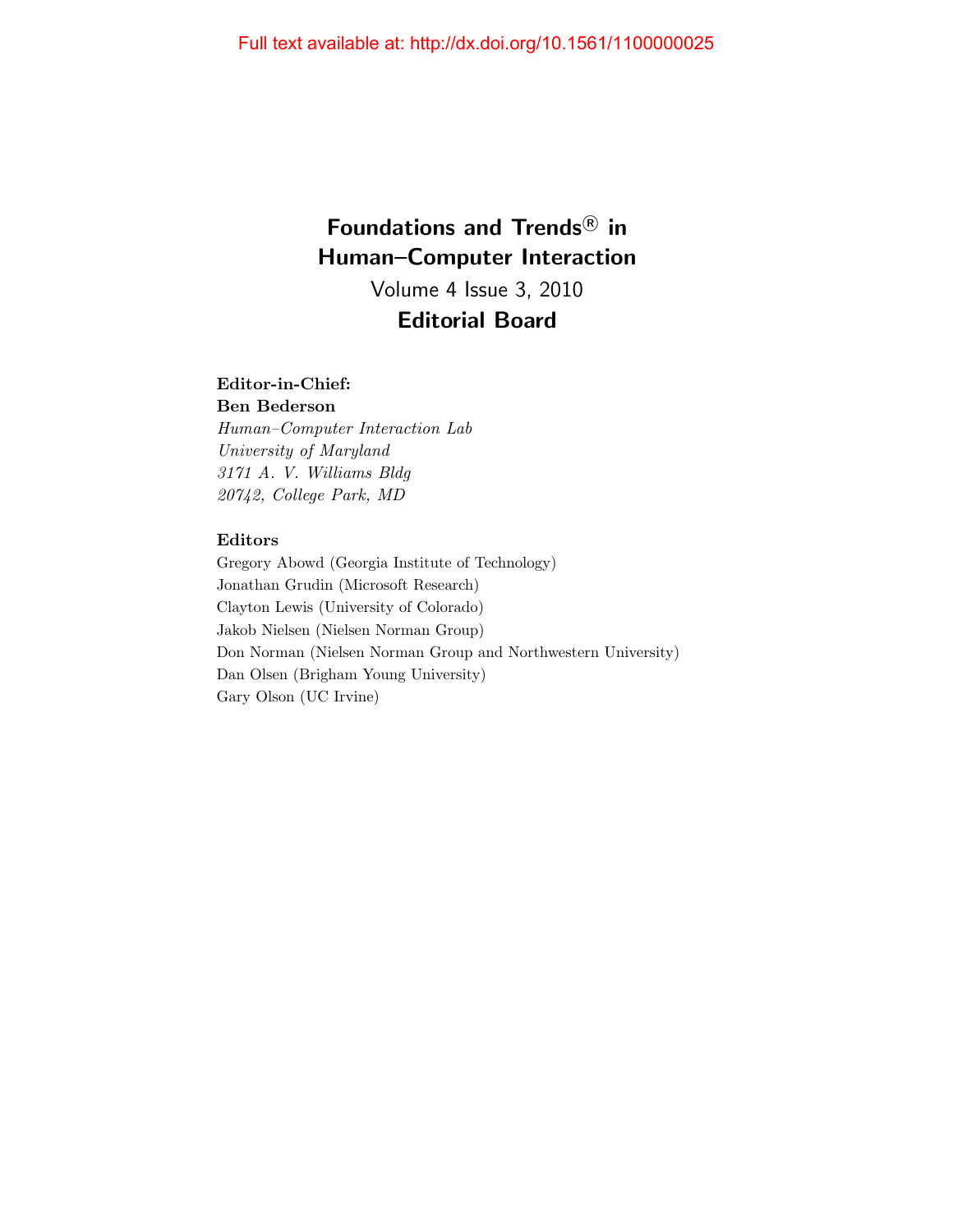# Foundations and Trends® in Human–Computer Interaction

Volume 4 Issue 3, 2010

## Editorial Board

**Editor-in-Chief:**
**Ben Bederson**
*Human–Computer Interaction Lab*
*University of Maryland*
*3171 A. V. Williams Bldg*
*20742, College Park, MD*

**Editors**

Gregory Abowd (Georgia Institute of Technology)
Jonathan Grudin (Microsoft Research)
Clayton Lewis (University of Colorado)
Jakob Nielsen (Nielsen Norman Group)
Don Norman (Nielsen Norman Group and Northwestern University)
Dan Olsen (Brigham Young University)
Gary Olson (UC Irvine)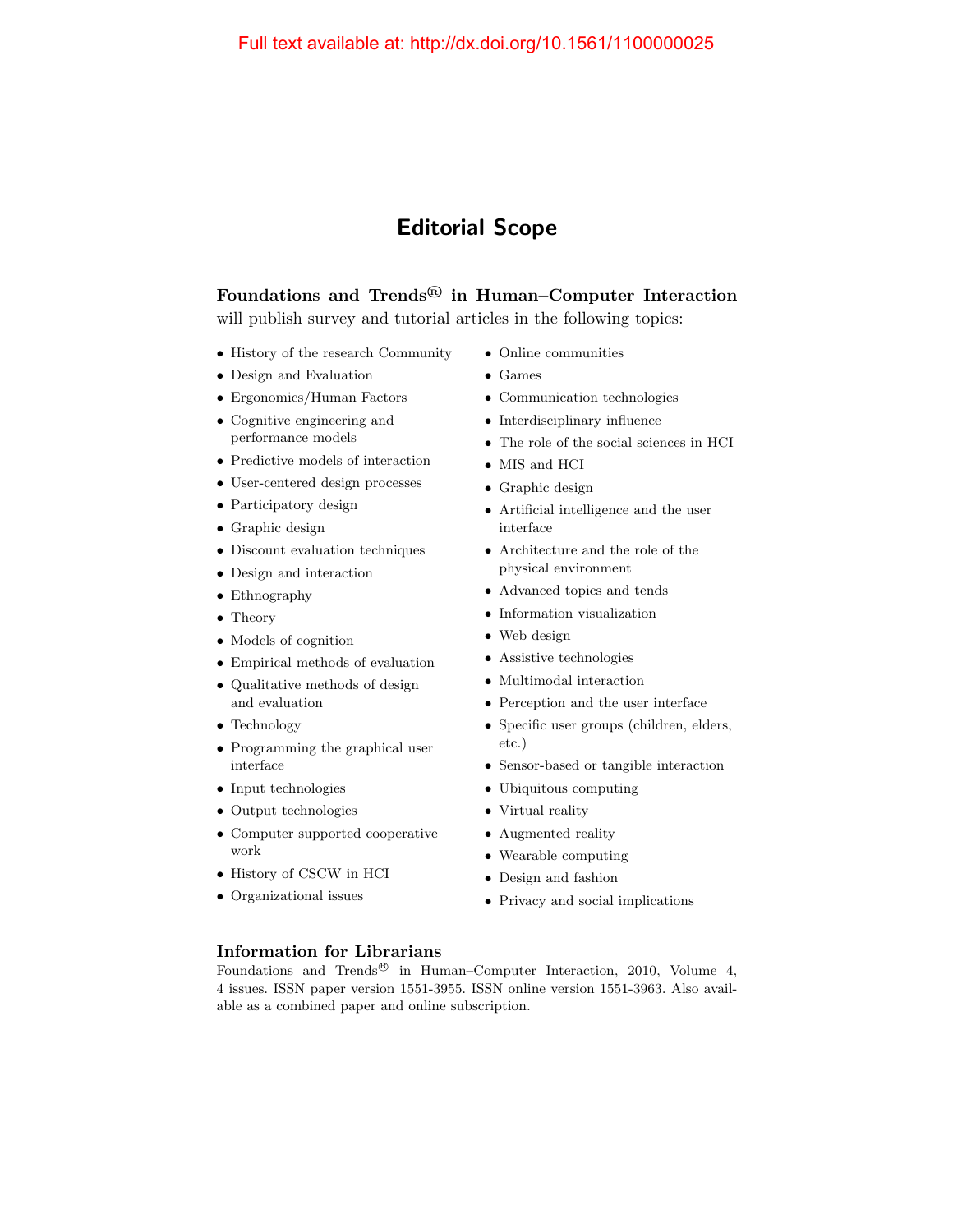Full text available at: http://dx.doi.org/10.1561/1100000025

# Editorial Scope

**Foundations and Trends® in Human–Computer Interaction** will publish survey and tutorial articles in the following topics:

- History of the research Community
- Design and Evaluation
- Ergonomics/Human Factors
- Cognitive engineering and performance models
- Predictive models of interaction
- User-centered design processes
- Participatory design
- Graphic design
- Discount evaluation techniques
- Design and interaction
- Ethnography
- Theory
- Models of cognition
- Empirical methods of evaluation
- Qualitative methods of design and evaluation
- Technology
- Programming the graphical user interface
- Input technologies
- Output technologies
- Computer supported cooperative work
- History of CSCW in HCI
- Organizational issues
- Online communities
- Games
- Communication technologies
- Interdisciplinary influence
- The role of the social sciences in HCI
- MIS and HCI
- Graphic design
- Artificial intelligence and the user interface
- Architecture and the role of the physical environment
- Advanced topics and tends
- Information visualization
- Web design
- Assistive technologies
- Multimodal interaction
- Perception and the user interface
- Specific user groups (children, elders, etc.)
- Sensor-based or tangible interaction
- Ubiquitous computing
- Virtual reality
- Augmented reality
- Wearable computing
- Design and fashion
- Privacy and social implications

### Information for Librarians

Foundations and Trends® in Human–Computer Interaction, 2010, Volume 4, 4 issues. ISSN paper version 1551-3955. ISSN online version 1551-3963. Also available as a combined paper and online subscription.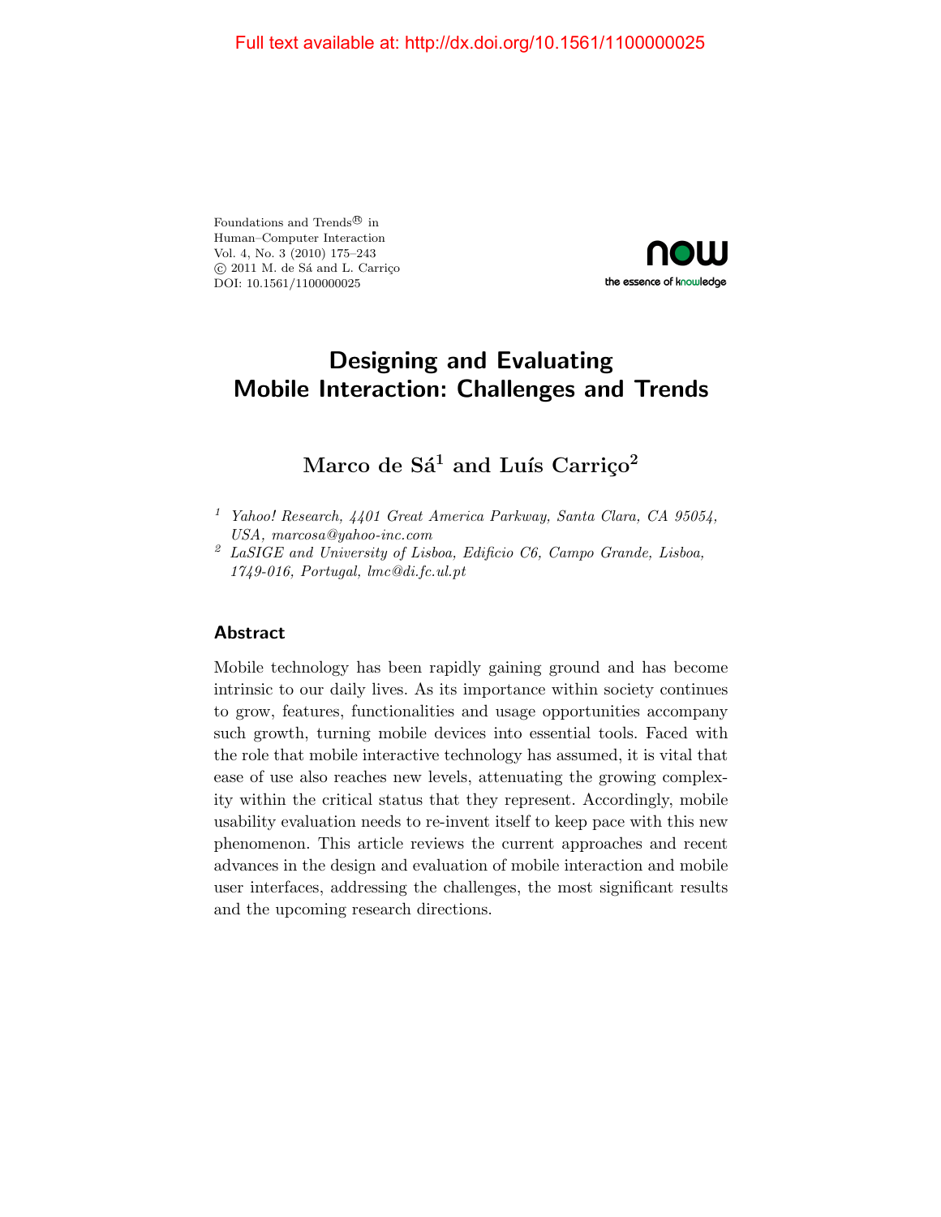Full text available at: http://dx.doi.org/10.1561/1100000025

Foundations and Trends® in
Human–Computer Interaction
Vol. 4, No. 3 (2010) 175–243
© 2011 M. de Sá and L. Carriço
DOI: 10.1561/1100000025

# Designing and Evaluating Mobile Interaction: Challenges and Trends

**Marco de Sá[1] and Luís Carriço[2]**

[1] *Yahoo! Research, 4401 Great America Parkway, Santa Clara, CA 95054, USA, marcosa@yahoo-inc.com*

[2] *LaSIGE and University of Lisboa, Edificio C6, Campo Grande, Lisboa, 1749-016, Portugal, lmc@di.fc.ul.pt*

## Abstract

Mobile technology has been rapidly gaining ground and has become intrinsic to our daily lives. As its importance within society continues to grow, features, functionalities and usage opportunities accompany such growth, turning mobile devices into essential tools. Faced with the role that mobile interactive technology has assumed, it is vital that ease of use also reaches new levels, attenuating the growing complexity within the critical status that they represent. Accordingly, mobile usability evaluation needs to re-invent itself to keep pace with this new phenomenon. This article reviews the current approaches and recent advances in the design and evaluation of mobile interaction and mobile user interfaces, addressing the challenges, the most significant results and the upcoming research directions.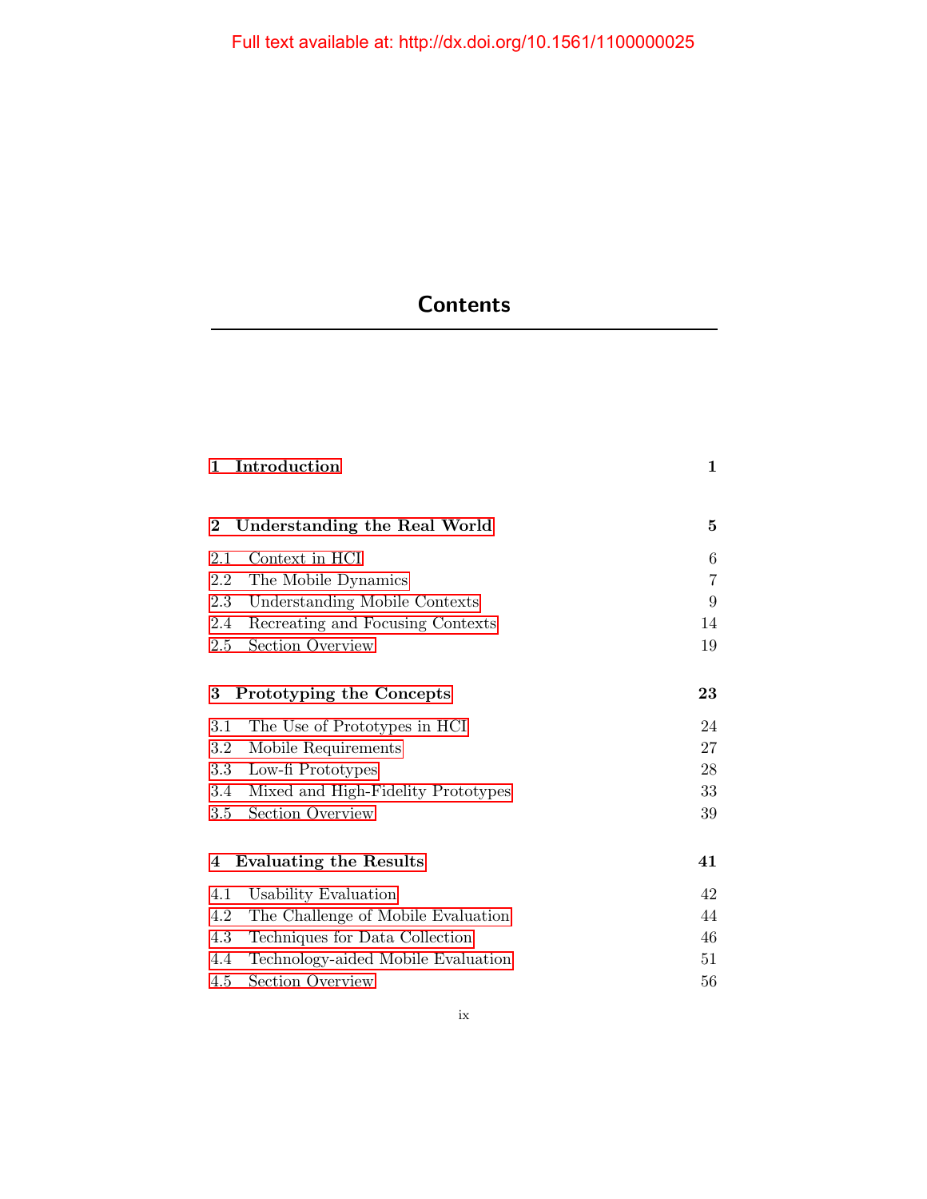# Contents

| | |
|---|---|
| **1 Introduction** | **1** |
| **2 Understanding the Real World** | **5** |
| 2.1 Context in HCI | 6 |
| 2.2 The Mobile Dynamics | 7 |
| 2.3 Understanding Mobile Contexts | 9 |
| 2.4 Recreating and Focusing Contexts | 14 |
| 2.5 Section Overview | 19 |
| **3 Prototyping the Concepts** | **23** |
| 3.1 The Use of Prototypes in HCI | 24 |
| 3.2 Mobile Requirements | 27 |
| 3.3 Low-fi Prototypes | 28 |
| 3.4 Mixed and High-Fidelity Prototypes | 33 |
| 3.5 Section Overview | 39 |
| **4 Evaluating the Results** | **41** |
| 4.1 Usability Evaluation | 42 |
| 4.2 The Challenge of Mobile Evaluation | 44 |
| 4.3 Techniques for Data Collection | 46 |
| 4.4 Technology-aided Mobile Evaluation | 51 |
| 4.5 Section Overview | 56 |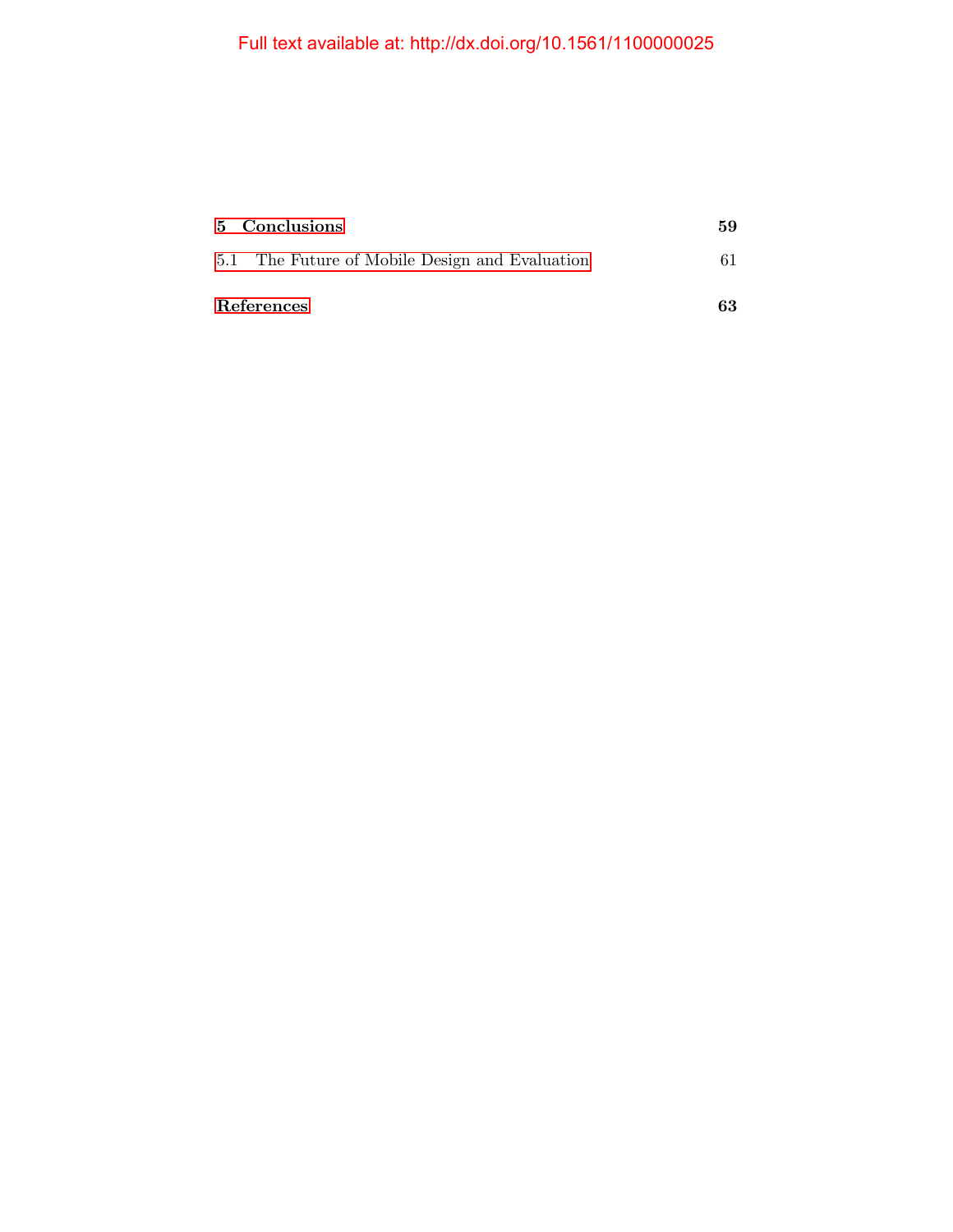**5 Conclusions** **59**

5.1 The Future of Mobile Design and Evaluation 61

**References** **63**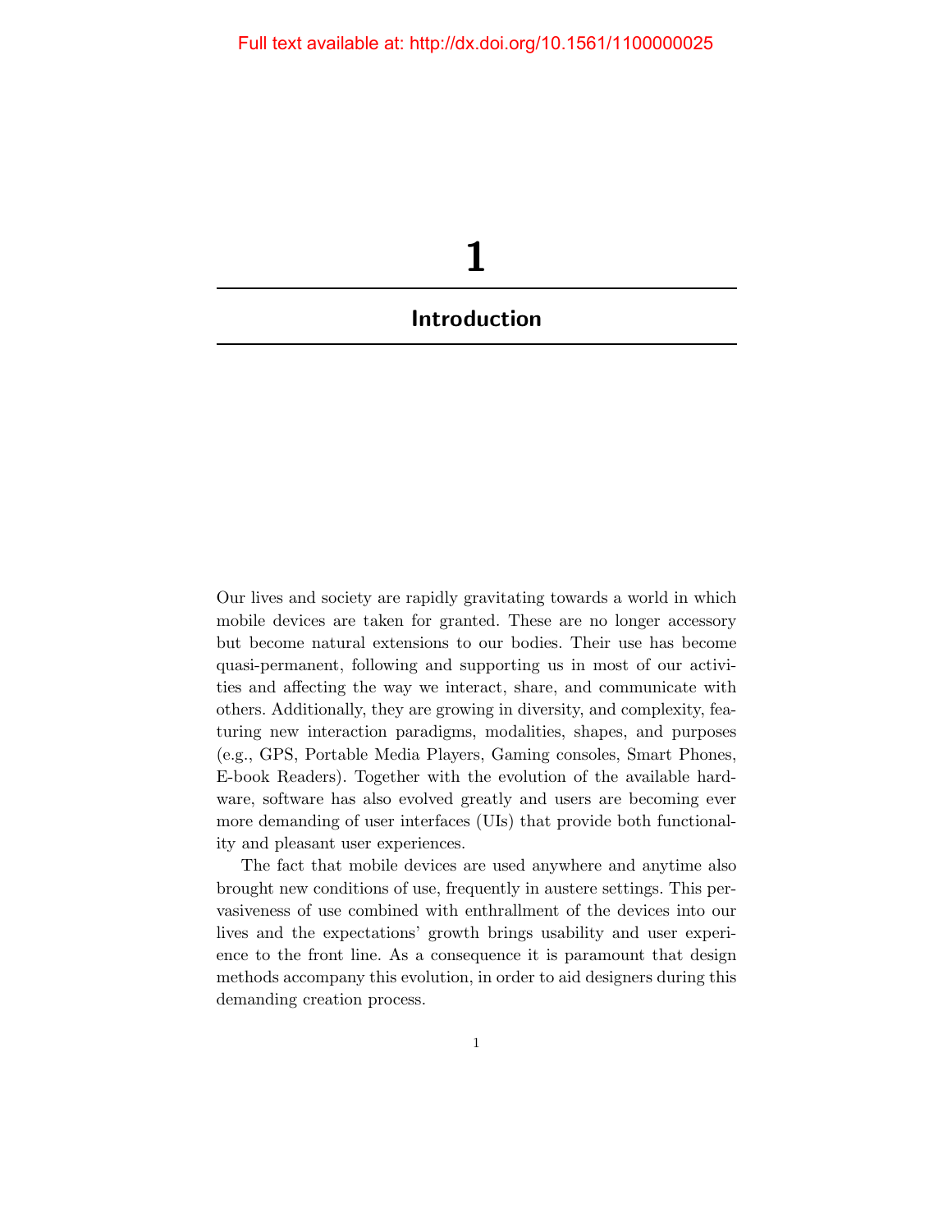# 1

## Introduction

Our lives and society are rapidly gravitating towards a world in which mobile devices are taken for granted. These are no longer accessory but become natural extensions to our bodies. Their use has become quasi-permanent, following and supporting us in most of our activities and affecting the way we interact, share, and communicate with others. Additionally, they are growing in diversity, and complexity, featuring new interaction paradigms, modalities, shapes, and purposes (e.g., GPS, Portable Media Players, Gaming consoles, Smart Phones, E-book Readers). Together with the evolution of the available hardware, software has also evolved greatly and users are becoming ever more demanding of user interfaces (UIs) that provide both functionality and pleasant user experiences.

The fact that mobile devices are used anywhere and anytime also brought new conditions of use, frequently in austere settings. This pervasiveness of use combined with enthrallment of the devices into our lives and the expectations' growth brings usability and user experience to the front line. As a consequence it is paramount that design methods accompany this evolution, in order to aid designers during this demanding creation process.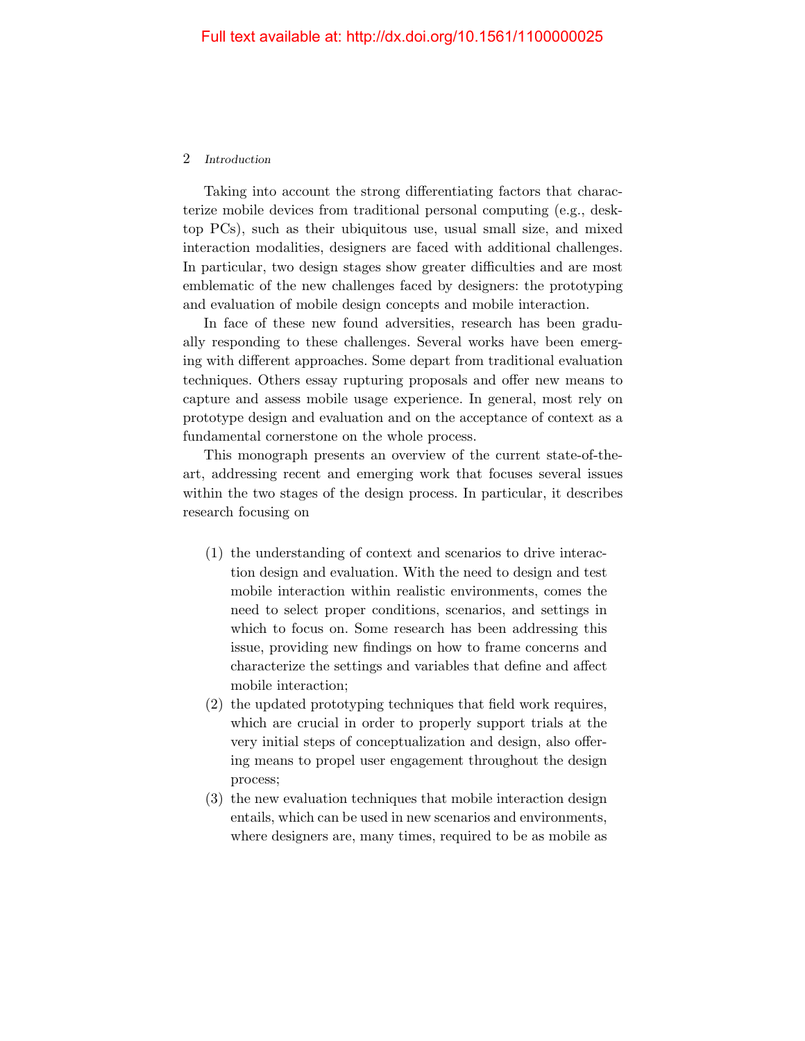Taking into account the strong differentiating factors that characterize mobile devices from traditional personal computing (e.g., desktop PCs), such as their ubiquitous use, usual small size, and mixed interaction modalities, designers are faced with additional challenges. In particular, two design stages show greater difficulties and are most emblematic of the new challenges faced by designers: the prototyping and evaluation of mobile design concepts and mobile interaction.

In face of these new found adversities, research has been gradually responding to these challenges. Several works have been emerging with different approaches. Some depart from traditional evaluation techniques. Others essay rupturing proposals and offer new means to capture and assess mobile usage experience. In general, most rely on prototype design and evaluation and on the acceptance of context as a fundamental cornerstone on the whole process.

This monograph presents an overview of the current state-of-the-art, addressing recent and emerging work that focuses several issues within the two stages of the design process. In particular, it describes research focusing on

(1) the understanding of context and scenarios to drive interaction design and evaluation. With the need to design and test mobile interaction within realistic environments, comes the need to select proper conditions, scenarios, and settings in which to focus on. Some research has been addressing this issue, providing new findings on how to frame concerns and characterize the settings and variables that define and affect mobile interaction;
(2) the updated prototyping techniques that field work requires, which are crucial in order to properly support trials at the very initial steps of conceptualization and design, also offering means to propel user engagement throughout the design process;
(3) the new evaluation techniques that mobile interaction design entails, which can be used in new scenarios and environments, where designers are, many times, required to be as mobile as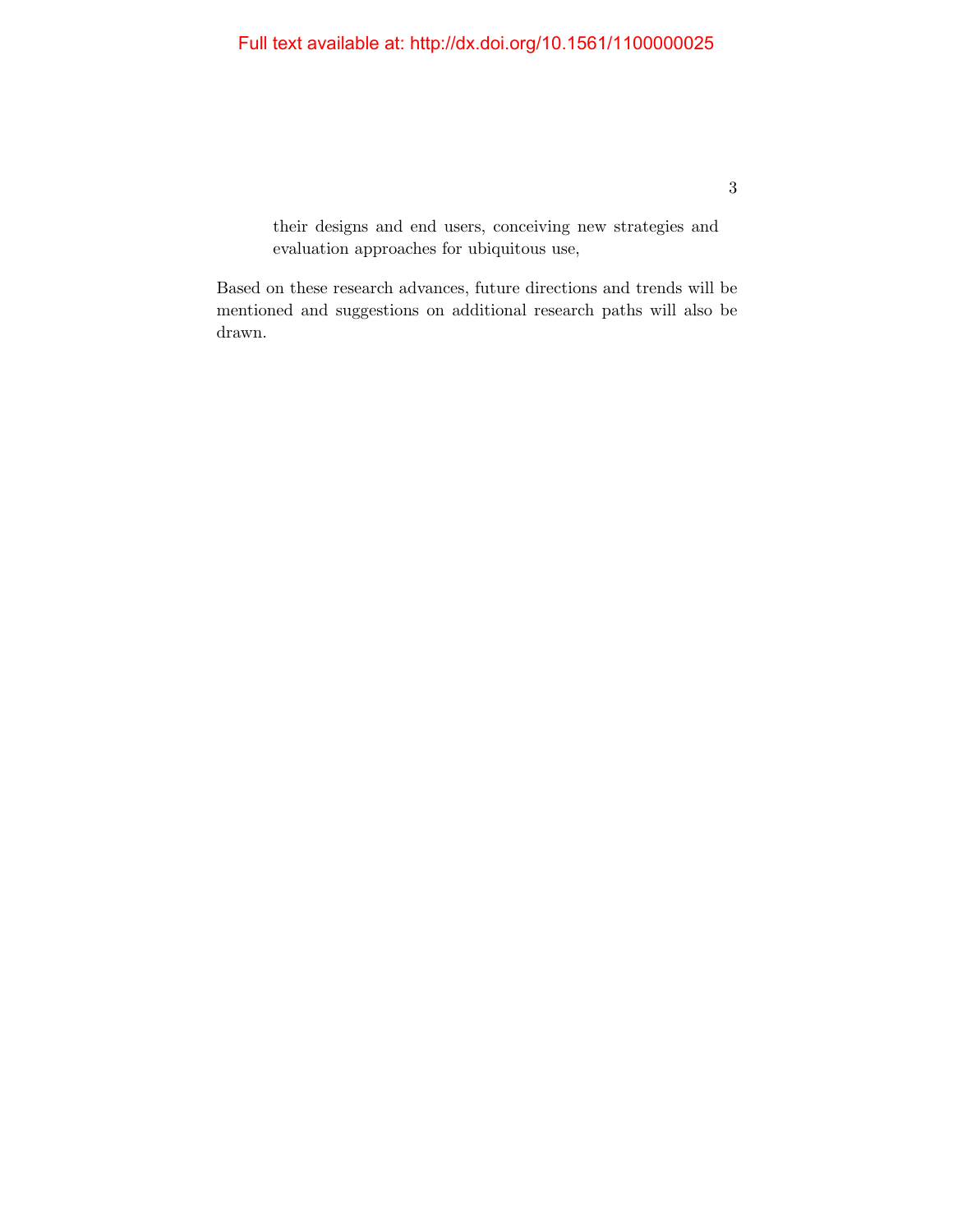their designs and end users, conceiving new strategies and evaluation approaches for ubiquitous use,

Based on these research advances, future directions and trends will be mentioned and suggestions on additional research paths will also be drawn.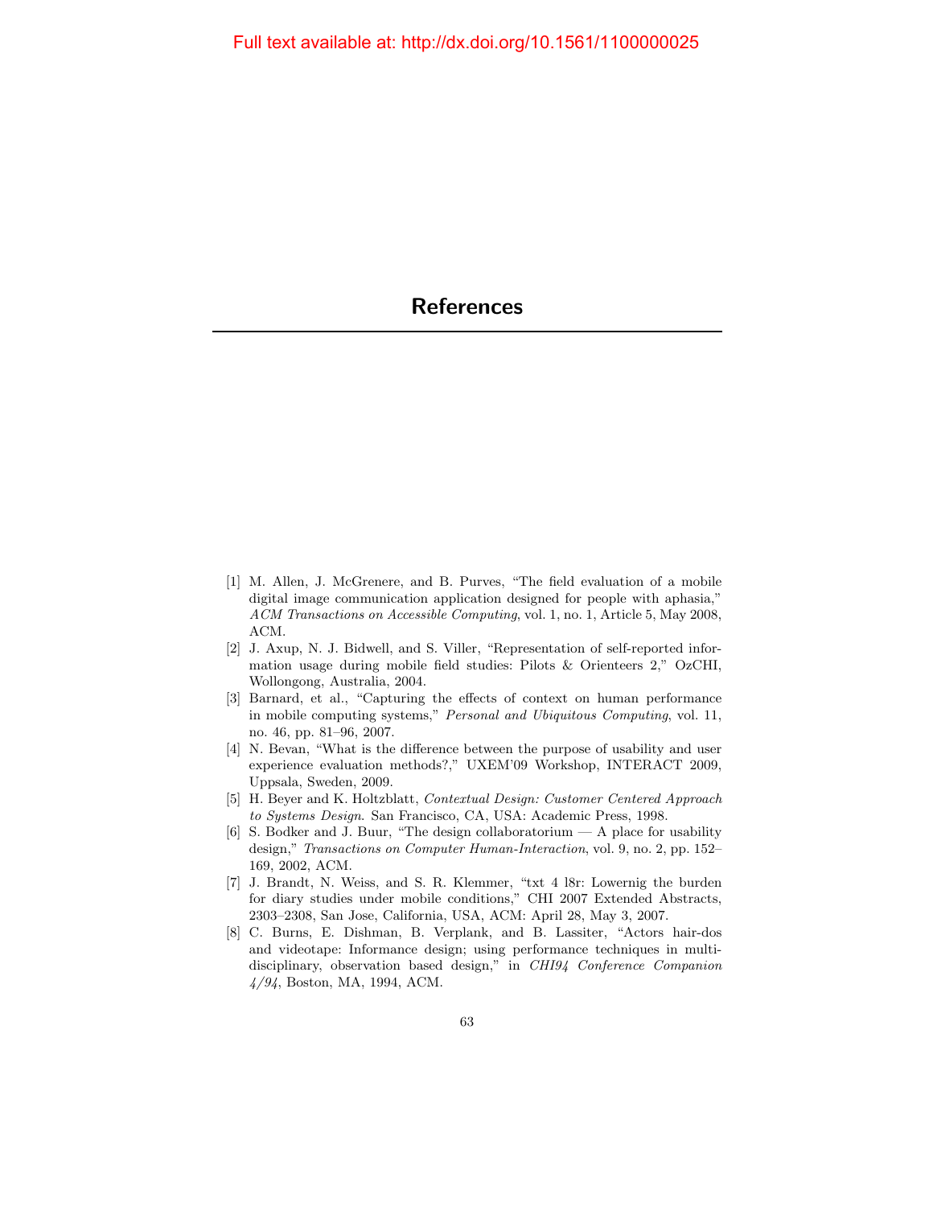# References

[1] M. Allen, J. McGrenere, and B. Purves, "The field evaluation of a mobile digital image communication application designed for people with aphasia," *ACM Transactions on Accessible Computing*, vol. 1, no. 1, Article 5, May 2008, ACM.

[2] J. Axup, N. J. Bidwell, and S. Viller, "Representation of self-reported information usage during mobile field studies: Pilots & Orienteers 2," OzCHI, Wollongong, Australia, 2004.

[3] Barnard, et al., "Capturing the effects of context on human performance in mobile computing systems," *Personal and Ubiquitous Computing*, vol. 11, no. 46, pp. 81–96, 2007.

[4] N. Bevan, "What is the difference between the purpose of usability and user experience evaluation methods?," UXEM'09 Workshop, INTERACT 2009, Uppsala, Sweden, 2009.

[5] H. Beyer and K. Holtzblatt, *Contextual Design: Customer Centered Approach to Systems Design*. San Francisco, CA, USA: Academic Press, 1998.

[6] S. Bodker and J. Buur, "The design collaboratorium — A place for usability design," *Transactions on Computer Human-Interaction*, vol. 9, no. 2, pp. 152–169, 2002, ACM.

[7] J. Brandt, N. Weiss, and S. R. Klemmer, "txt 4 l8r: Lowernig the burden for diary studies under mobile conditions," CHI 2007 Extended Abstracts, 2303–2308, San Jose, California, USA, ACM: April 28, May 3, 2007.

[8] C. Burns, E. Dishman, B. Verplank, and B. Lassiter, "Actors hair-dos and videotape: Informance design; using performance techniques in multi-disciplinary, observation based design," in *CHI94 Conference Companion 4/94*, Boston, MA, 1994, ACM.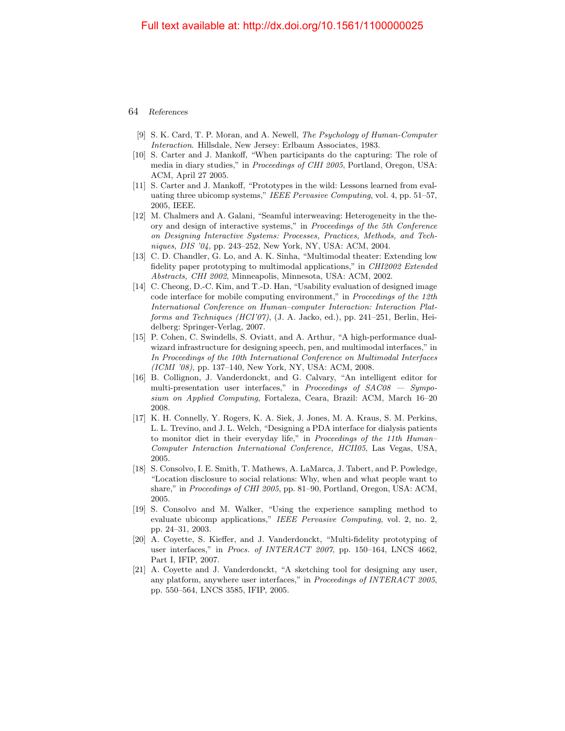[9] S. K. Card, T. P. Moran, and A. Newell, *The Psychology of Human-Computer Interaction*. Hillsdale, New Jersey: Erlbaum Associates, 1983.

[10] S. Carter and J. Mankoff, "When participants do the capturing: The role of media in diary studies," in *Proceedings of CHI 2005*, Portland, Oregon, USA: ACM, April 27 2005.

[11] S. Carter and J. Mankoff, "Prototypes in the wild: Lessons learned from evaluating three ubicomp systems," *IEEE Pervasive Computing*, vol. 4, pp. 51–57, 2005, IEEE.

[12] M. Chalmers and A. Galani, "Seamful interweaving: Heterogeneity in the theory and design of interactive systems," in *Proceedings of the 5th Conference on Designing Interactive Systems: Processes, Practices, Methods, and Techniques, DIS '04*, pp. 243–252, New York, NY, USA: ACM, 2004.

[13] C. D. Chandler, G. Lo, and A. K. Sinha, "Multimodal theater: Extending low fidelity paper prototyping to multimodal applications," in *CHI2002 Extended Abstracts, CHI 2002*, Minneapolis, Minnesota, USA: ACM, 2002.

[14] C. Cheong, D.-C. Kim, and T.-D. Han, "Usability evaluation of designed image code interface for mobile computing environment," in *Proceedings of the 12th International Conference on Human–computer Interaction: Interaction Platforms and Techniques (HCI'07)*, (J. A. Jacko, ed.), pp. 241–251, Berlin, Heidelberg: Springer-Verlag, 2007.

[15] P. Cohen, C. Swindells, S. Oviatt, and A. Arthur, "A high-performance dual-wizard infrastructure for designing speech, pen, and multimodal interfaces," in *In Proceedings of the 10th International Conference on Multimodal Interfaces (ICMI '08)*, pp. 137–140, New York, NY, USA: ACM, 2008.

[16] B. Collignon, J. Vanderdonckt, and G. Calvary, "An intelligent editor for multi-presentation user interfaces," in *Proceedings of SAC08 — Symposium on Applied Computing*, Fortaleza, Ceara, Brazil: ACM, March 16–20 2008.

[17] K. H. Connelly, Y. Rogers, K. A. Siek, J. Jones, M. A. Kraus, S. M. Perkins, L. L. Trevino, and J. L. Welch, "Designing a PDA interface for dialysis patients to monitor diet in their everyday life," in *Proceedings of the 11th Human–Computer Interaction International Conference, HCII05*, Las Vegas, USA, 2005.

[18] S. Consolvo, I. E. Smith, T. Mathews, A. LaMarca, J. Tabert, and P. Powledge, "Location disclosure to social relations: Why, when and what people want to share," in *Proceedings of CHI 2005*, pp. 81–90, Portland, Oregon, USA: ACM, 2005.

[19] S. Consolvo and M. Walker, "Using the experience sampling method to evaluate ubicomp applications," *IEEE Pervasive Computing*, vol. 2, no. 2, pp. 24–31, 2003.

[20] A. Coyette, S. Kieffer, and J. Vanderdonckt, "Multi-fidelity prototyping of user interfaces," in *Procs. of INTERACT 2007*, pp. 150–164, LNCS 4662, Part I, IFIP, 2007.

[21] A. Coyette and J. Vanderdonckt, "A sketching tool for designing any user, any platform, anywhere user interfaces," in *Proceedings of INTERACT 2005*, pp. 550–564, LNCS 3585, IFIP, 2005.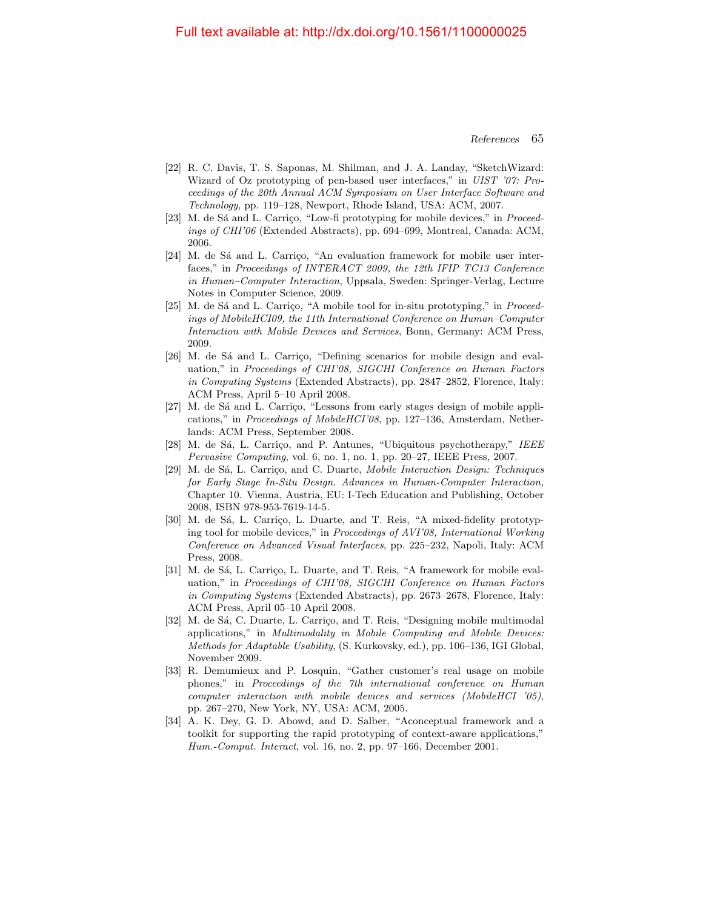[22] R. C. Davis, T. S. Saponas, M. Shilman, and J. A. Landay, "SketchWizard: Wizard of Oz prototyping of pen-based user interfaces," in *UIST '07: Proceedings of the 20th Annual ACM Symposium on User Interface Software and Technology*, pp. 119–128, Newport, Rhode Island, USA: ACM, 2007.

[23] M. de Sá and L. Carriço, "Low-fi prototyping for mobile devices," in *Proceedings of CHI'06* (Extended Abstracts), pp. 694–699, Montreal, Canada: ACM, 2006.

[24] M. de Sá and L. Carriço, "An evaluation framework for mobile user interfaces," in *Proceedings of INTERACT 2009, the 12th IFIP TC13 Conference in Human–Computer Interaction*, Uppsala, Sweden: Springer-Verlag, Lecture Notes in Computer Science, 2009.

[25] M. de Sá and L. Carriço, "A mobile tool for in-situ prototyping," in *Proceedings of MobileHCI09, the 11th International Conference on Human–Computer Interaction with Mobile Devices and Services*, Bonn, Germany: ACM Press, 2009.

[26] M. de Sá and L. Carriço, "Defining scenarios for mobile design and evaluation," in *Proceedings of CHI'08, SIGCHI Conference on Human Factors in Computing Systems* (Extended Abstracts), pp. 2847–2852, Florence, Italy: ACM Press, April 5–10 April 2008.

[27] M. de Sá and L. Carriço, "Lessons from early stages design of mobile applications," in *Proceedings of MobileHCI'08*, pp. 127–136, Amsterdam, Netherlands: ACM Press, September 2008.

[28] M. de Sá, L. Carriço, and P. Antunes, "Ubiquitous psychotherapy," *IEEE Pervasive Computing*, vol. 6, no. 1, no. 1, pp. 20–27, IEEE Press, 2007.

[29] M. de Sá, L. Carriço, and C. Duarte, *Mobile Interaction Design: Techniques for Early Stage In-Situ Design. Advances in Human-Computer Interaction,* Chapter 10. Vienna, Austria, EU: I-Tech Education and Publishing, October 2008, ISBN 978-953-7619-14-5.

[30] M. de Sá, L. Carriço, L. Duarte, and T. Reis, "A mixed-fidelity prototyping tool for mobile devices," in *Proceedings of AVI'08, International Working Conference on Advanced Visual Interfaces*, pp. 225–232, Napoli, Italy: ACM Press, 2008.

[31] M. de Sá, L. Carriço, L. Duarte, and T. Reis, "A framework for mobile evaluation," in *Proceedings of CHI'08, SIGCHI Conference on Human Factors in Computing Systems* (Extended Abstracts), pp. 2673–2678, Florence, Italy: ACM Press, April 05–10 April 2008.

[32] M. de Sá, C. Duarte, L. Carriço, and T. Reis, "Designing mobile multimodal applications," in *Multimodality in Mobile Computing and Mobile Devices: Methods for Adaptable Usability*, (S. Kurkovsky, ed.), pp. 106–136, IGI Global, November 2009.

[33] R. Demumieux and P. Losquin, "Gather customer's real usage on mobile phones," in *Proceedings of the 7th international conference on Human computer interaction with mobile devices and services (MobileHCI '05)*, pp. 267–270, New York, NY, USA: ACM, 2005.

[34] A. K. Dey, G. D. Abowd, and D. Salber, "Aconceptual framework and a toolkit for supporting the rapid prototyping of context-aware applications," *Hum.-Comput. Interact*, vol. 16, no. 2, pp. 97–166, December 2001.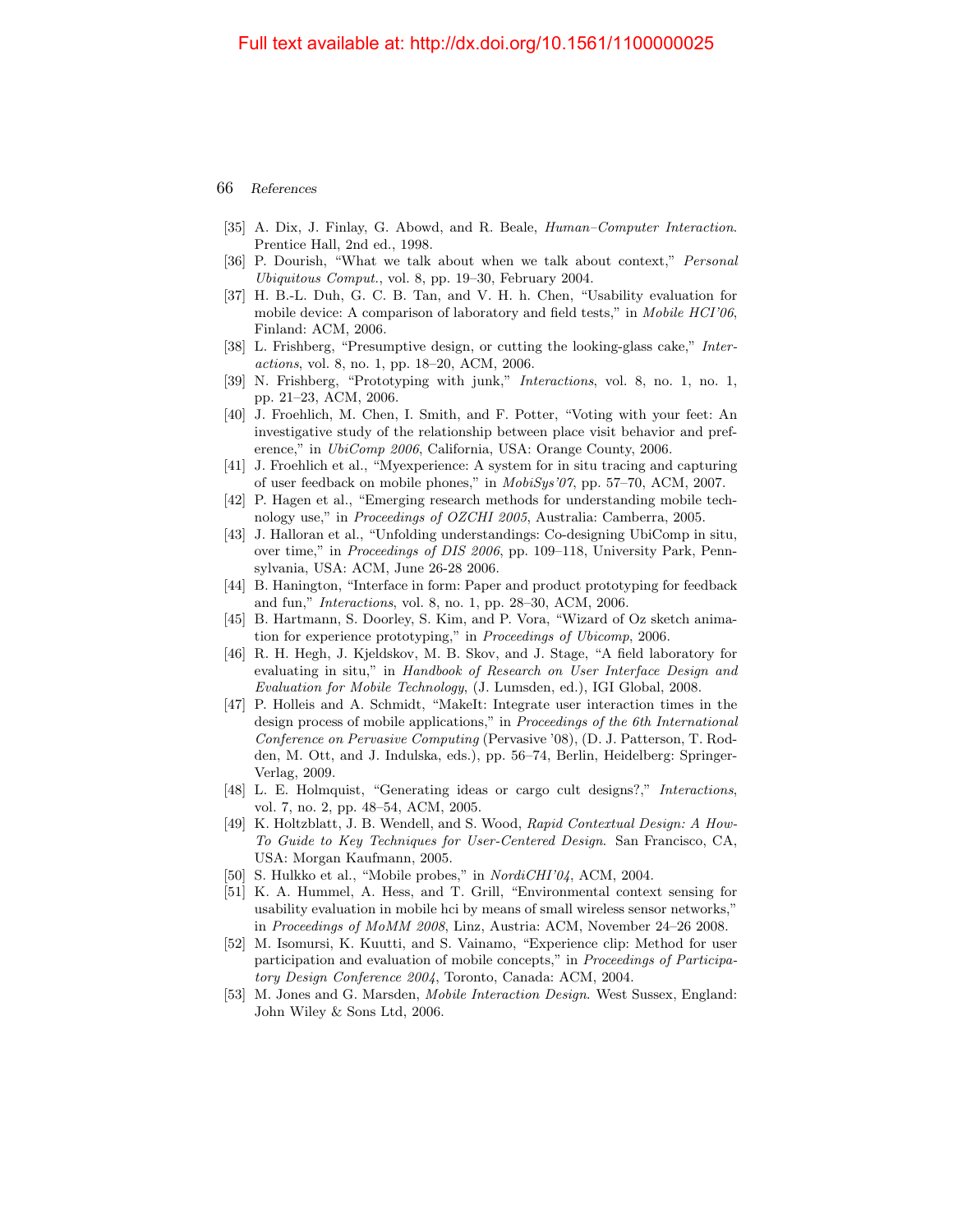[35] A. Dix, J. Finlay, G. Abowd, and R. Beale, *Human–Computer Interaction*. Prentice Hall, 2nd ed., 1998.

[36] P. Dourish, "What we talk about when we talk about context," *Personal Ubiquitous Comput.*, vol. 8, pp. 19–30, February 2004.

[37] H. B.-L. Duh, G. C. B. Tan, and V. H. h. Chen, "Usability evaluation for mobile device: A comparison of laboratory and field tests," in *Mobile HCI'06*, Finland: ACM, 2006.

[38] L. Frishberg, "Presumptive design, or cutting the looking-glass cake," *Interactions*, vol. 8, no. 1, pp. 18–20, ACM, 2006.

[39] N. Frishberg, "Prototyping with junk," *Interactions*, vol. 8, no. 1, no. 1, pp. 21–23, ACM, 2006.

[40] J. Froehlich, M. Chen, I. Smith, and F. Potter, "Voting with your feet: An investigative study of the relationship between place visit behavior and preference," in *UbiComp 2006*, California, USA: Orange County, 2006.

[41] J. Froehlich et al., "Myexperience: A system for in situ tracing and capturing of user feedback on mobile phones," in *MobiSys'07*, pp. 57–70, ACM, 2007.

[42] P. Hagen et al., "Emerging research methods for understanding mobile technology use," in *Proceedings of OZCHI 2005*, Australia: Camberra, 2005.

[43] J. Halloran et al., "Unfolding understandings: Co-designing UbiComp in situ, over time," in *Proceedings of DIS 2006*, pp. 109–118, University Park, Pennsylvania, USA: ACM, June 26-28 2006.

[44] B. Hanington, "Interface in form: Paper and product prototyping for feedback and fun," *Interactions*, vol. 8, no. 1, pp. 28–30, ACM, 2006.

[45] B. Hartmann, S. Doorley, S. Kim, and P. Vora, "Wizard of Oz sketch animation for experience prototyping," in *Proceedings of Ubicomp*, 2006.

[46] R. H. Hegh, J. Kjeldskov, M. B. Skov, and J. Stage, "A field laboratory for evaluating in situ," in *Handbook of Research on User Interface Design and Evaluation for Mobile Technology*, (J. Lumsden, ed.), IGI Global, 2008.

[47] P. Holleis and A. Schmidt, "MakeIt: Integrate user interaction times in the design process of mobile applications," in *Proceedings of the 6th International Conference on Pervasive Computing* (Pervasive '08), (D. J. Patterson, T. Rodden, M. Ott, and J. Indulska, eds.), pp. 56–74, Berlin, Heidelberg: Springer-Verlag, 2009.

[48] L. E. Holmquist, "Generating ideas or cargo cult designs?," *Interactions*, vol. 7, no. 2, pp. 48–54, ACM, 2005.

[49] K. Holtzblatt, J. B. Wendell, and S. Wood, *Rapid Contextual Design: A How-To Guide to Key Techniques for User-Centered Design*. San Francisco, CA, USA: Morgan Kaufmann, 2005.

[50] S. Hulkko et al., "Mobile probes," in *NordiCHI'04*, ACM, 2004.

[51] K. A. Hummel, A. Hess, and T. Grill, "Environmental context sensing for usability evaluation in mobile hci by means of small wireless sensor networks," in *Proceedings of MoMM 2008*, Linz, Austria: ACM, November 24–26 2008.

[52] M. Isomursi, K. Kuutti, and S. Vainamo, "Experience clip: Method for user participation and evaluation of mobile concepts," in *Proceedings of Participatory Design Conference 2004*, Toronto, Canada: ACM, 2004.

[53] M. Jones and G. Marsden, *Mobile Interaction Design*. West Sussex, England: John Wiley & Sons Ltd, 2006.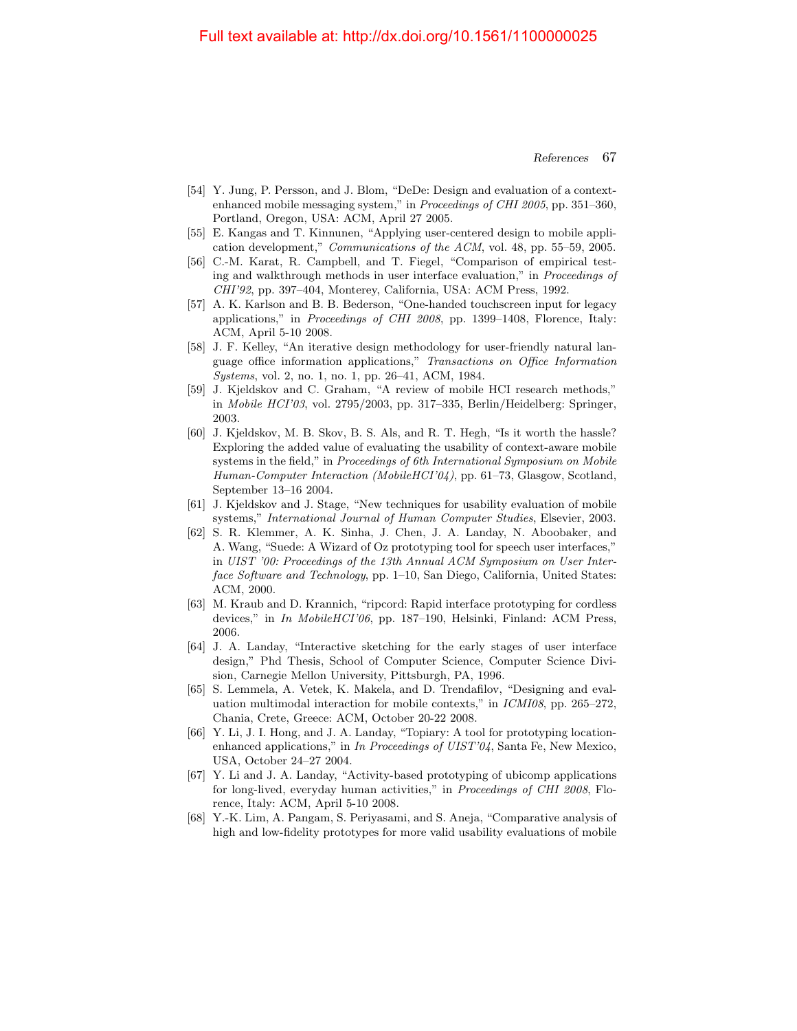[54] Y. Jung, P. Persson, and J. Blom, "DeDe: Design and evaluation of a context-enhanced mobile messaging system," in *Proceedings of CHI 2005*, pp. 351–360, Portland, Oregon, USA: ACM, April 27 2005.

[55] E. Kangas and T. Kinnunen, "Applying user-centered design to mobile application development," *Communications of the ACM*, vol. 48, pp. 55–59, 2005.

[56] C.-M. Karat, R. Campbell, and T. Fiegel, "Comparison of empirical testing and walkthrough methods in user interface evaluation," in *Proceedings of CHI'92*, pp. 397–404, Monterey, California, USA: ACM Press, 1992.

[57] A. K. Karlson and B. B. Bederson, "One-handed touchscreen input for legacy applications," in *Proceedings of CHI 2008*, pp. 1399–1408, Florence, Italy: ACM, April 5-10 2008.

[58] J. F. Kelley, "An iterative design methodology for user-friendly natural language office information applications," *Transactions on Office Information Systems*, vol. 2, no. 1, no. 1, pp. 26–41, ACM, 1984.

[59] J. Kjeldskov and C. Graham, "A review of mobile HCI research methods," in *Mobile HCI'03*, vol. 2795/2003, pp. 317–335, Berlin/Heidelberg: Springer, 2003.

[60] J. Kjeldskov, M. B. Skov, B. S. Als, and R. T. Hegh, "Is it worth the hassle? Exploring the added value of evaluating the usability of context-aware mobile systems in the field," in *Proceedings of 6th International Symposium on Mobile Human-Computer Interaction (MobileHCI'04)*, pp. 61–73, Glasgow, Scotland, September 13–16 2004.

[61] J. Kjeldskov and J. Stage, "New techniques for usability evaluation of mobile systems," *International Journal of Human Computer Studies*, Elsevier, 2003.

[62] S. R. Klemmer, A. K. Sinha, J. Chen, J. A. Landay, N. Aboobaker, and A. Wang, "Suede: A Wizard of Oz prototyping tool for speech user interfaces," in *UIST '00: Proceedings of the 13th Annual ACM Symposium on User Interface Software and Technology*, pp. 1–10, San Diego, California, United States: ACM, 2000.

[63] M. Kraub and D. Krannich, "ripcord: Rapid interface prototyping for cordless devices," in *In MobileHCI'06*, pp. 187–190, Helsinki, Finland: ACM Press, 2006.

[64] J. A. Landay, "Interactive sketching for the early stages of user interface design," Phd Thesis, School of Computer Science, Computer Science Division, Carnegie Mellon University, Pittsburgh, PA, 1996.

[65] S. Lemmela, A. Vetek, K. Makela, and D. Trendafilov, "Designing and evaluation multimodal interaction for mobile contexts," in *ICMI08*, pp. 265–272, Chania, Crete, Greece: ACM, October 20-22 2008.

[66] Y. Li, J. I. Hong, and J. A. Landay, "Topiary: A tool for prototyping location-enhanced applications," in *In Proceedings of UIST'04*, Santa Fe, New Mexico, USA, October 24–27 2004.

[67] Y. Li and J. A. Landay, "Activity-based prototyping of ubicomp applications for long-lived, everyday human activities," in *Proceedings of CHI 2008*, Florence, Italy: ACM, April 5-10 2008.

[68] Y.-K. Lim, A. Pangam, S. Periyasami, and S. Aneja, "Comparative analysis of high and low-fidelity prototypes for more valid usability evaluations of mobile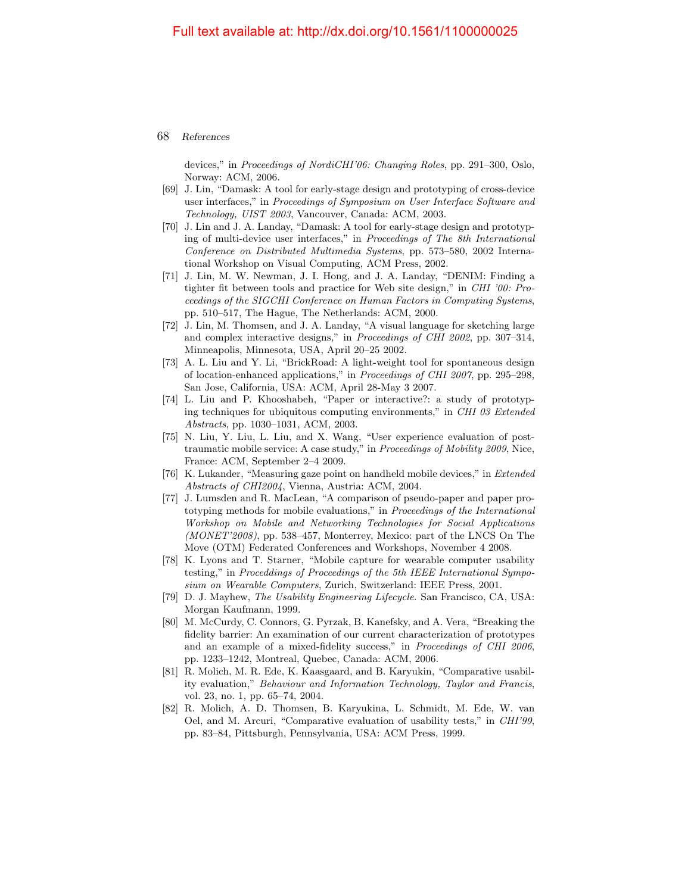devices," in *Proceedings of NordiCHI'06: Changing Roles*, pp. 291–300, Oslo, Norway: ACM, 2006.

[69] J. Lin, "Damask: A tool for early-stage design and prototyping of cross-device user interfaces," in *Proceedings of Symposium on User Interface Software and Technology, UIST 2003*, Vancouver, Canada: ACM, 2003.

[70] J. Lin and J. A. Landay, "Damask: A tool for early-stage design and prototyping of multi-device user interfaces," in *Proceedings of The 8th International Conference on Distributed Multimedia Systems*, pp. 573–580, 2002 International Workshop on Visual Computing, ACM Press, 2002.

[71] J. Lin, M. W. Newman, J. I. Hong, and J. A. Landay, "DENIM: Finding a tighter fit between tools and practice for Web site design," in *CHI '00: Proceedings of the SIGCHI Conference on Human Factors in Computing Systems*, pp. 510–517, The Hague, The Netherlands: ACM, 2000.

[72] J. Lin, M. Thomsen, and J. A. Landay, "A visual language for sketching large and complex interactive designs," in *Proceedings of CHI 2002*, pp. 307–314, Minneapolis, Minnesota, USA, April 20–25 2002.

[73] A. L. Liu and Y. Li, "BrickRoad: A light-weight tool for spontaneous design of location-enhanced applications," in *Proceedings of CHI 2007*, pp. 295–298, San Jose, California, USA: ACM, April 28-May 3 2007.

[74] L. Liu and P. Khooshabeh, "Paper or interactive?: a study of prototyping techniques for ubiquitous computing environments," in *CHI 03 Extended Abstracts*, pp. 1030–1031, ACM, 2003.

[75] N. Liu, Y. Liu, L. Liu, and X. Wang, "User experience evaluation of post-traumatic mobile service: A case study," in *Proceedings of Mobility 2009*, Nice, France: ACM, September 2–4 2009.

[76] K. Lukander, "Measuring gaze point on handheld mobile devices," in *Extended Abstracts of CHI2004*, Vienna, Austria: ACM, 2004.

[77] J. Lumsden and R. MacLean, "A comparison of pseudo-paper and paper prototyping methods for mobile evaluations," in *Proceedings of the International Workshop on Mobile and Networking Technologies for Social Applications (MONET'2008)*, pp. 538–457, Monterrey, Mexico: part of the LNCS On The Move (OTM) Federated Conferences and Workshops, November 4 2008.

[78] K. Lyons and T. Starner, "Mobile capture for wearable computer usability testing," in *Proceddings of Proceedings of the 5th IEEE International Symposium on Wearable Computers*, Zurich, Switzerland: IEEE Press, 2001.

[79] D. J. Mayhew, *The Usability Engineering Lifecycle*. San Francisco, CA, USA: Morgan Kaufmann, 1999.

[80] M. McCurdy, C. Connors, G. Pyrzak, B. Kanefsky, and A. Vera, "Breaking the fidelity barrier: An examination of our current characterization of prototypes and an example of a mixed-fidelity success," in *Proceedings of CHI 2006*, pp. 1233–1242, Montreal, Quebec, Canada: ACM, 2006.

[81] R. Molich, M. R. Ede, K. Kaasgaard, and B. Karyukin, "Comparative usability evaluation," *Behaviour and Information Technology, Taylor and Francis*, vol. 23, no. 1, pp. 65–74, 2004.

[82] R. Molich, A. D. Thomsen, B. Karyukina, L. Schmidt, M. Ede, W. van Oel, and M. Arcuri, "Comparative evaluation of usability tests," in *CHI'99*, pp. 83–84, Pittsburgh, Pennsylvania, USA: ACM Press, 1999.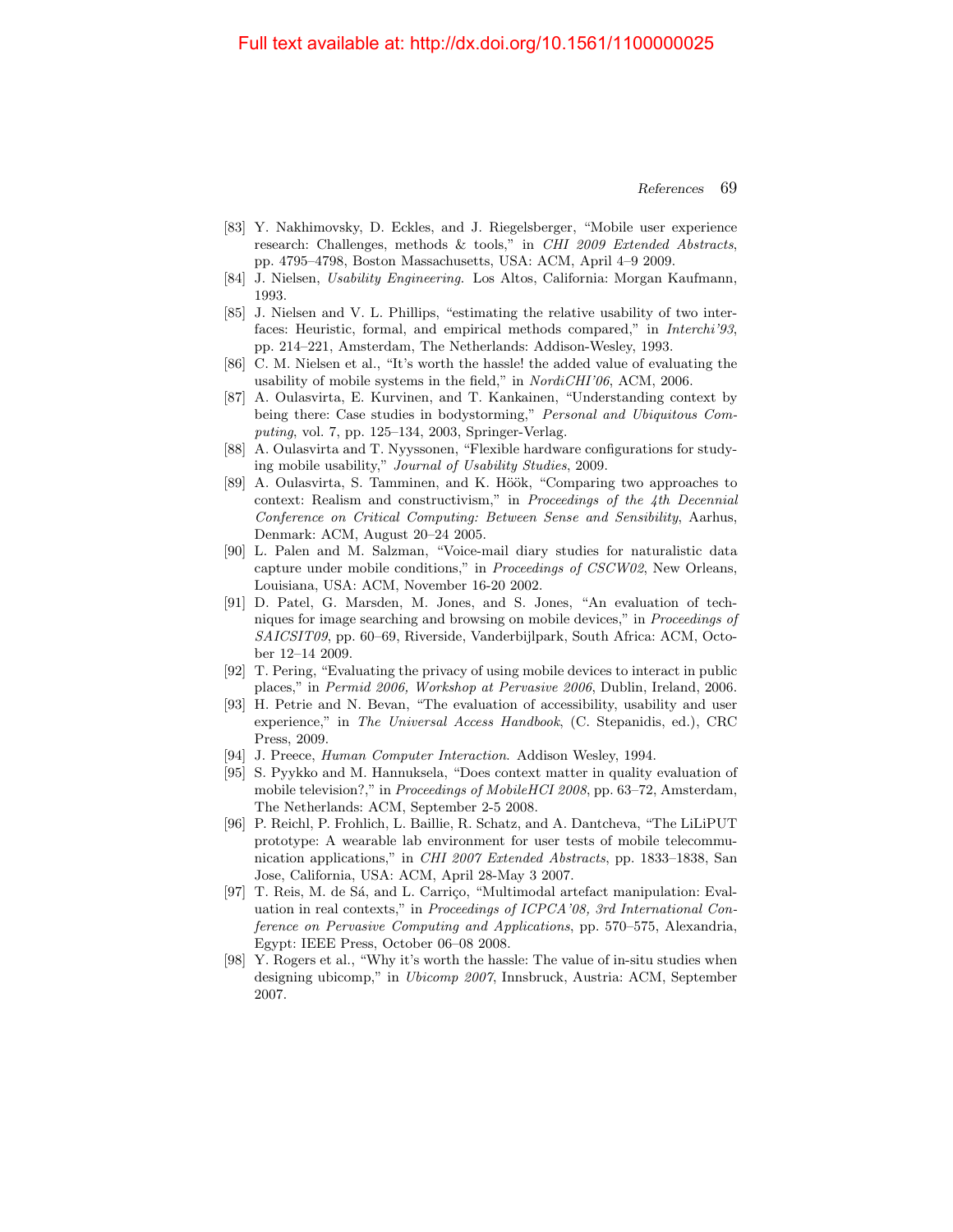Full text available at: http://dx.doi.org/10.1561/1100000025

[83] Y. Nakhimovsky, D. Eckles, and J. Riegelsberger, "Mobile user experience research: Challenges, methods & tools," in *CHI 2009 Extended Abstracts*, pp. 4795–4798, Boston Massachusetts, USA: ACM, April 4–9 2009.

[84] J. Nielsen, *Usability Engineering*. Los Altos, California: Morgan Kaufmann, 1993.

[85] J. Nielsen and V. L. Phillips, "estimating the relative usability of two interfaces: Heuristic, formal, and empirical methods compared," in *Interchi'93*, pp. 214–221, Amsterdam, The Netherlands: Addison-Wesley, 1993.

[86] C. M. Nielsen et al., "It's worth the hassle! the added value of evaluating the usability of mobile systems in the field," in *NordiCHI'06*, ACM, 2006.

[87] A. Oulasvirta, E. Kurvinen, and T. Kankainen, "Understanding context by being there: Case studies in bodystorming," *Personal and Ubiquitous Computing*, vol. 7, pp. 125–134, 2003, Springer-Verlag.

[88] A. Oulasvirta and T. Nyyssonen, "Flexible hardware configurations for studying mobile usability," *Journal of Usability Studies*, 2009.

[89] A. Oulasvirta, S. Tamminen, and K. Höök, "Comparing two approaches to context: Realism and constructivism," in *Proceedings of the 4th Decennial Conference on Critical Computing: Between Sense and Sensibility*, Aarhus, Denmark: ACM, August 20–24 2005.

[90] L. Palen and M. Salzman, "Voice-mail diary studies for naturalistic data capture under mobile conditions," in *Proceedings of CSCW02*, New Orleans, Louisiana, USA: ACM, November 16-20 2002.

[91] D. Patel, G. Marsden, M. Jones, and S. Jones, "An evaluation of techniques for image searching and browsing on mobile devices," in *Proceedings of SAICSIT09*, pp. 60–69, Riverside, Vanderbijlpark, South Africa: ACM, October 12–14 2009.

[92] T. Pering, "Evaluating the privacy of using mobile devices to interact in public places," in *Permid 2006, Workshop at Pervasive 2006*, Dublin, Ireland, 2006.

[93] H. Petrie and N. Bevan, "The evaluation of accessibility, usability and user experience," in *The Universal Access Handbook*, (C. Stepanidis, ed.), CRC Press, 2009.

[94] J. Preece, *Human Computer Interaction*. Addison Wesley, 1994.

[95] S. Pyykko and M. Hannuksela, "Does context matter in quality evaluation of mobile television?," in *Proceedings of MobileHCI 2008*, pp. 63–72, Amsterdam, The Netherlands: ACM, September 2-5 2008.

[96] P. Reichl, P. Frohlich, L. Baillie, R. Schatz, and A. Dantcheva, "The LiLiPUT prototype: A wearable lab environment for user tests of mobile telecommunication applications," in *CHI 2007 Extended Abstracts*, pp. 1833–1838, San Jose, California, USA: ACM, April 28-May 3 2007.

[97] T. Reis, M. de Sá, and L. Carriço, "Multimodal artefact manipulation: Evaluation in real contexts," in *Proceedings of ICPCA'08, 3rd International Conference on Pervasive Computing and Applications*, pp. 570–575, Alexandria, Egypt: IEEE Press, October 06–08 2008.

[98] Y. Rogers et al., "Why it's worth the hassle: The value of in-situ studies when designing ubicomp," in *Ubicomp 2007*, Innsbruck, Austria: ACM, September 2007.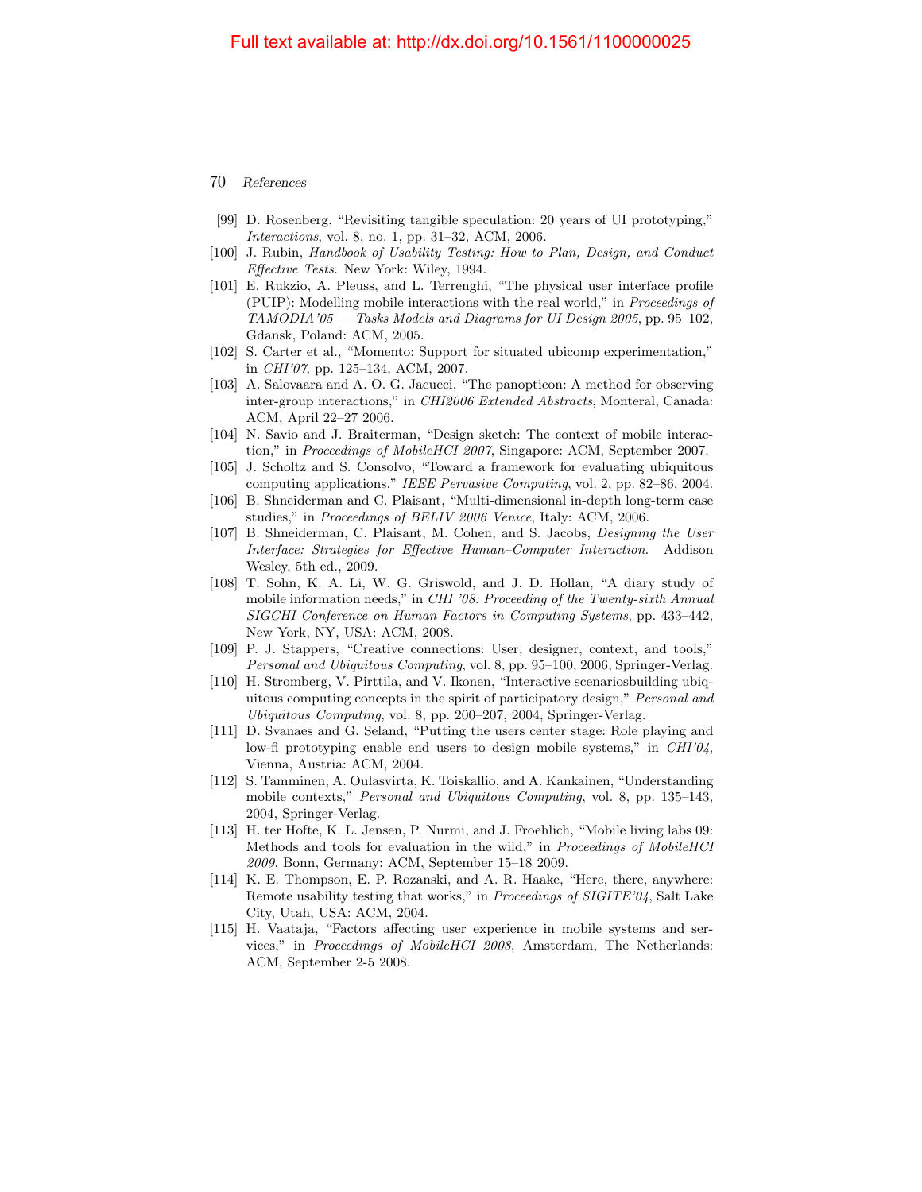[99] D. Rosenberg, "Revisiting tangible speculation: 20 years of UI prototyping," *Interactions*, vol. 8, no. 1, pp. 31–32, ACM, 2006.

[100] J. Rubin, *Handbook of Usability Testing: How to Plan, Design, and Conduct Effective Tests*. New York: Wiley, 1994.

[101] E. Rukzio, A. Pleuss, and L. Terrenghi, "The physical user interface profile (PUIP): Modelling mobile interactions with the real world," in *Proceedings of TAMODIA'05 — Tasks Models and Diagrams for UI Design 2005*, pp. 95–102, Gdansk, Poland: ACM, 2005.

[102] S. Carter et al., "Momento: Support for situated ubicomp experimentation," in *CHI'07*, pp. 125–134, ACM, 2007.

[103] A. Salovaara and A. O. G. Jacucci, "The panopticon: A method for observing inter-group interactions," in *CHI2006 Extended Abstracts*, Monteral, Canada: ACM, April 22–27 2006.

[104] N. Savio and J. Braiterman, "Design sketch: The context of mobile interaction," in *Proceedings of MobileHCI 2007*, Singapore: ACM, September 2007.

[105] J. Scholtz and S. Consolvo, "Toward a framework for evaluating ubiquitous computing applications," *IEEE Pervasive Computing*, vol. 2, pp. 82–86, 2004.

[106] B. Shneiderman and C. Plaisant, "Multi-dimensional in-depth long-term case studies," in *Proceedings of BELIV 2006 Venice*, Italy: ACM, 2006.

[107] B. Shneiderman, C. Plaisant, M. Cohen, and S. Jacobs, *Designing the User Interface: Strategies for Effective Human–Computer Interaction*. Addison Wesley, 5th ed., 2009.

[108] T. Sohn, K. A. Li, W. G. Griswold, and J. D. Hollan, "A diary study of mobile information needs," in *CHI '08: Proceeding of the Twenty-sixth Annual SIGCHI Conference on Human Factors in Computing Systems*, pp. 433–442, New York, NY, USA: ACM, 2008.

[109] P. J. Stappers, "Creative connections: User, designer, context, and tools," *Personal and Ubiquitous Computing*, vol. 8, pp. 95–100, 2006, Springer-Verlag.

[110] H. Stromberg, V. Pirttila, and V. Ikonen, "Interactive scenariosbuilding ubiquitous computing concepts in the spirit of participatory design," *Personal and Ubiquitous Computing*, vol. 8, pp. 200–207, 2004, Springer-Verlag.

[111] D. Svanaes and G. Seland, "Putting the users center stage: Role playing and low-fi prototyping enable end users to design mobile systems," in *CHI'04*, Vienna, Austria: ACM, 2004.

[112] S. Tamminen, A. Oulasvirta, K. Toiskallio, and A. Kankainen, "Understanding mobile contexts," *Personal and Ubiquitous Computing*, vol. 8, pp. 135–143, 2004, Springer-Verlag.

[113] H. ter Hofte, K. L. Jensen, P. Nurmi, and J. Froehlich, "Mobile living labs 09: Methods and tools for evaluation in the wild," in *Proceedings of MobileHCI 2009*, Bonn, Germany: ACM, September 15–18 2009.

[114] K. E. Thompson, E. P. Rozanski, and A. R. Haake, "Here, there, anywhere: Remote usability testing that works," in *Proceedings of SIGITE'04*, Salt Lake City, Utah, USA: ACM, 2004.

[115] H. Vaataja, "Factors affecting user experience in mobile systems and services," in *Proceedings of MobileHCI 2008*, Amsterdam, The Netherlands: ACM, September 2-5 2008.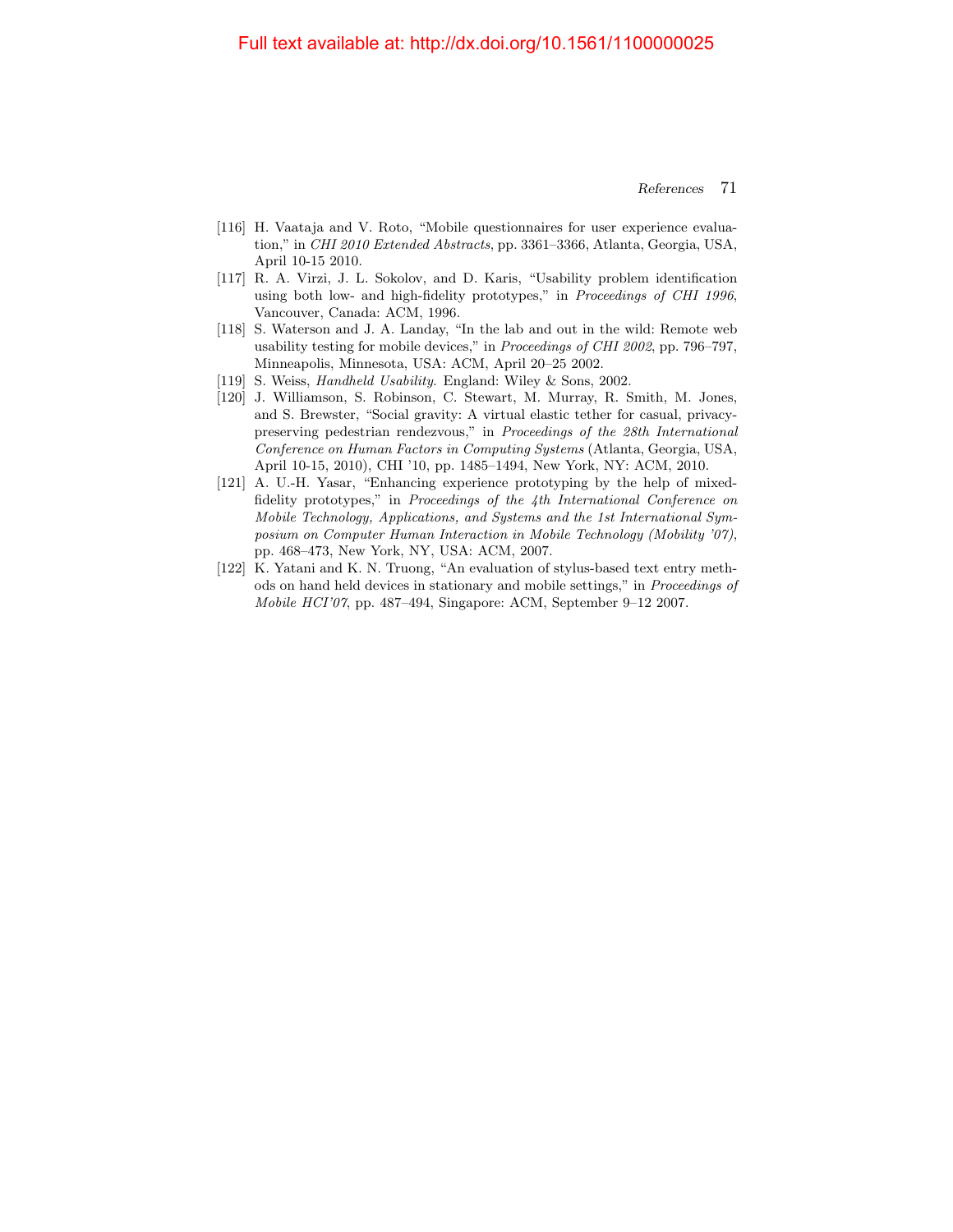[116] H. Vaataja and V. Roto, "Mobile questionnaires for user experience evaluation," in *CHI 2010 Extended Abstracts*, pp. 3361–3366, Atlanta, Georgia, USA, April 10-15 2010.

[117] R. A. Virzi, J. L. Sokolov, and D. Karis, "Usability problem identification using both low- and high-fidelity prototypes," in *Proceedings of CHI 1996*, Vancouver, Canada: ACM, 1996.

[118] S. Waterson and J. A. Landay, "In the lab and out in the wild: Remote web usability testing for mobile devices," in *Proceedings of CHI 2002*, pp. 796–797, Minneapolis, Minnesota, USA: ACM, April 20–25 2002.

[119] S. Weiss, *Handheld Usability*. England: Wiley & Sons, 2002.

[120] J. Williamson, S. Robinson, C. Stewart, M. Murray, R. Smith, M. Jones, and S. Brewster, "Social gravity: A virtual elastic tether for casual, privacy-preserving pedestrian rendezvous," in *Proceedings of the 28th International Conference on Human Factors in Computing Systems* (Atlanta, Georgia, USA, April 10-15, 2010), CHI '10, pp. 1485–1494, New York, NY: ACM, 2010.

[121] A. U.-H. Yasar, "Enhancing experience prototyping by the help of mixed-fidelity prototypes," in *Proceedings of the 4th International Conference on Mobile Technology, Applications, and Systems and the 1st International Symposium on Computer Human Interaction in Mobile Technology (Mobility '07)*, pp. 468–473, New York, NY, USA: ACM, 2007.

[122] K. Yatani and K. N. Truong, "An evaluation of stylus-based text entry methods on hand held devices in stationary and mobile settings," in *Proceedings of Mobile HCI'07*, pp. 487–494, Singapore: ACM, September 9–12 2007.